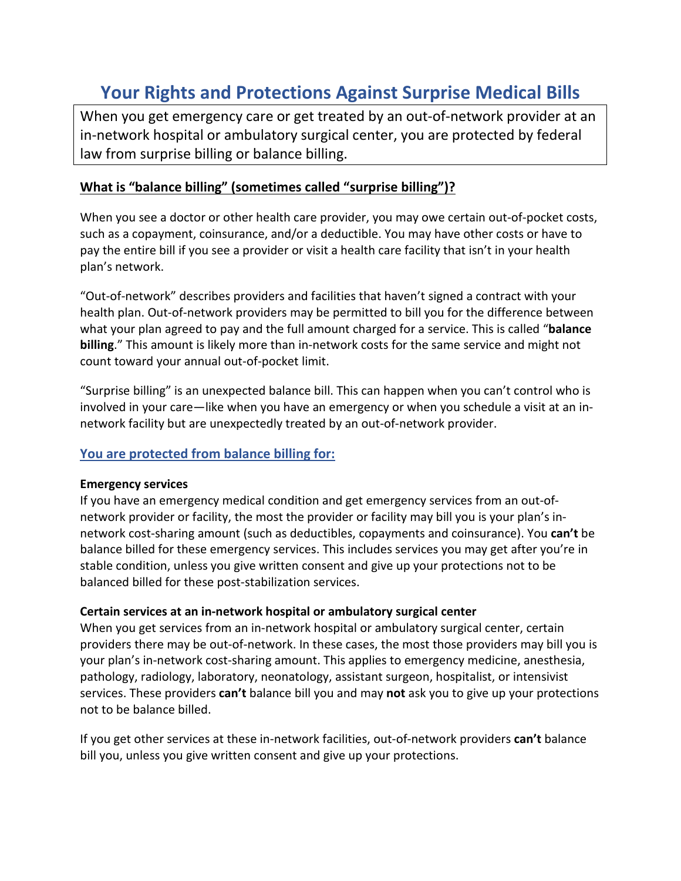# Your Rights and Protections Against Surprise Medical Bills

When you get emergency care or get treated by an out-of-network provider at an in-network hospital or ambulatory surgical center, you are protected by federal law from surprise billing or balance billing.

## What is "balance billing" (sometimes called "surprise billing")?

When you see a doctor or other health care provider, you may owe certain out-of-pocket costs, such as a copayment, coinsurance, and/or a deductible. You may have other costs or have to pay the entire bill if you see a provider or visit a health care facility that isn't in your health plan's network.

"Out-of-network" describes providers and facilities that haven't signed a contract with your health plan. Out-of-network providers may be permitted to bill you for the difference between what your plan agreed to pay and the full amount charged for a service. This is called "**balance billing**." This amount is likely more than in-network costs for the same service and might not count toward your annual out-of-pocket limit.

"Surprise billing" is an unexpected balance bill. This can happen when you can't control who is involved in your care—like when you have an emergency or when you schedule a visit at an in-network facility but are unexpectedly treated by an out-of-network provider.

## You are protected from balance billing for:

**Emergency services**
If you have an emergency medical condition and get emergency services from an out-of-network provider or facility, the most the provider or facility may bill you is your plan's in-network cost-sharing amount (such as deductibles, copayments and coinsurance). You **can't** be balance billed for these emergency services. This includes services you may get after you're in stable condition, unless you give written consent and give up your protections not to be balanced billed for these post-stabilization services.

**Certain services at an in-network hospital or ambulatory surgical center**
When you get services from an in-network hospital or ambulatory surgical center, certain providers there may be out-of-network. In these cases, the most those providers may bill you is your plan's in-network cost-sharing amount. This applies to emergency medicine, anesthesia, pathology, radiology, laboratory, neonatology, assistant surgeon, hospitalist, or intensivist services. These providers **can't** balance bill you and may **not** ask you to give up your protections not to be balance billed.

If you get other services at these in-network facilities, out-of-network providers **can't** balance bill you, unless you give written consent and give up your protections.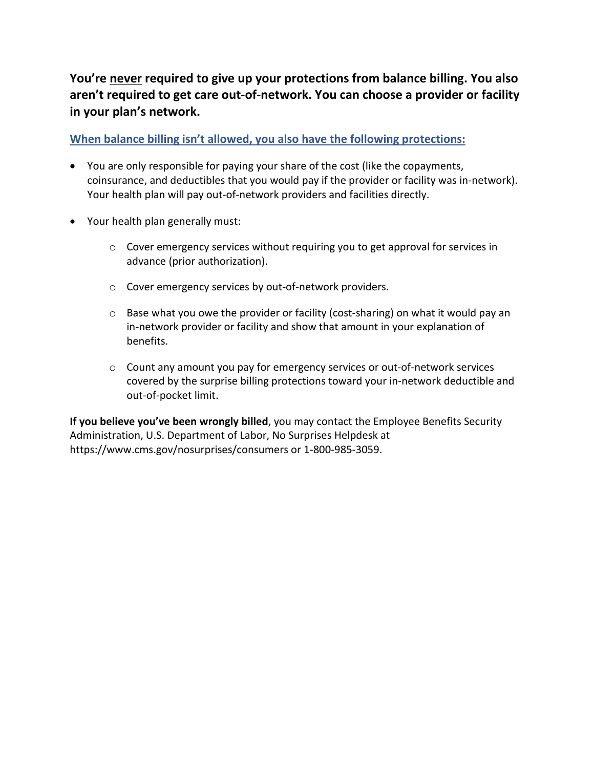**You're never required to give up your protections from balance billing. You also aren't required to get care out-of-network. You can choose a provider or facility in your plan's network.**

## When balance billing isn't allowed, you also have the following protections:

- You are only responsible for paying your share of the cost (like the copayments, coinsurance, and deductibles that you would pay if the provider or facility was in-network). Your health plan will pay out-of-network providers and facilities directly.
- Your health plan generally must:
  - Cover emergency services without requiring you to get approval for services in advance (prior authorization).
  - Cover emergency services by out-of-network providers.
  - Base what you owe the provider or facility (cost-sharing) on what it would pay an in-network provider or facility and show that amount in your explanation of benefits.
  - Count any amount you pay for emergency services or out-of-network services covered by the surprise billing protections toward your in-network deductible and out-of-pocket limit.

**If you believe you've been wrongly billed**, you may contact the Employee Benefits Security Administration, U.S. Department of Labor, No Surprises Helpdesk at https://www.cms.gov/nosurprises/consumers or 1-800-985-3059.